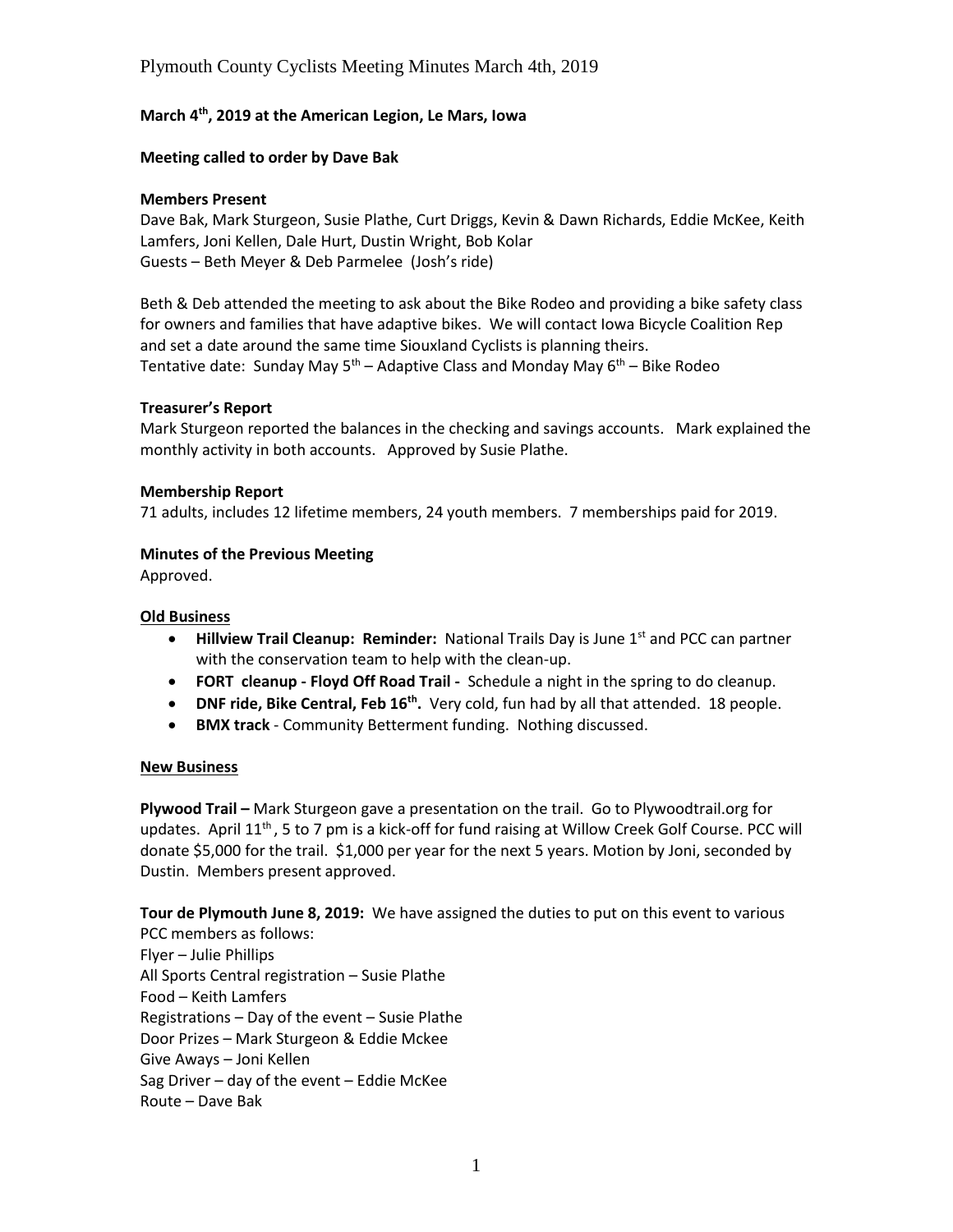**March 4th, 2019 at the American Legion, Le Mars, Iowa**

**Meeting called to order by Dave Bak**

**Members Present**

Dave Bak, Mark Sturgeon, Susie Plathe, Curt Driggs, Kevin & Dawn Richards, Eddie McKee, Keith Lamfers, Joni Kellen, Dale Hurt, Dustin Wright, Bob Kolar
Guests – Beth Meyer & Deb Parmelee (Josh's ride)

Beth & Deb attended the meeting to ask about the Bike Rodeo and providing a bike safety class for owners and families that have adaptive bikes. We will contact Iowa Bicycle Coalition Rep and set a date around the same time Siouxland Cyclists is planning theirs.
Tentative date: Sunday May 5th – Adaptive Class and Monday May 6th – Bike Rodeo

**Treasurer's Report**

Mark Sturgeon reported the balances in the checking and savings accounts. Mark explained the monthly activity in both accounts. Approved by Susie Plathe.

**Membership Report**

71 adults, includes 12 lifetime members, 24 youth members. 7 memberships paid for 2019.

**Minutes of the Previous Meeting**

Approved.

**Old Business**

- **Hillview Trail Cleanup: Reminder:** National Trails Day is June 1st and PCC can partner with the conservation team to help with the clean-up.
- **FORT cleanup - Floyd Off Road Trail -** Schedule a night in the spring to do cleanup.
- **DNF ride, Bike Central, Feb 16th.** Very cold, fun had by all that attended. 18 people.
- **BMX track** - Community Betterment funding. Nothing discussed.

**New Business**

**Plywood Trail –** Mark Sturgeon gave a presentation on the trail. Go to Plywoodtrail.org for updates. April 11th, 5 to 7 pm is a kick-off for fund raising at Willow Creek Golf Course. PCC will donate $5,000 for the trail. $1,000 per year for the next 5 years. Motion by Joni, seconded by Dustin. Members present approved.

**Tour de Plymouth June 8, 2019:** We have assigned the duties to put on this event to various PCC members as follows:
Flyer – Julie Phillips
All Sports Central registration – Susie Plathe
Food – Keith Lamfers
Registrations – Day of the event – Susie Plathe
Door Prizes – Mark Sturgeon & Eddie Mckee
Give Aways – Joni Kellen
Sag Driver – day of the event – Eddie McKee
Route – Dave Bak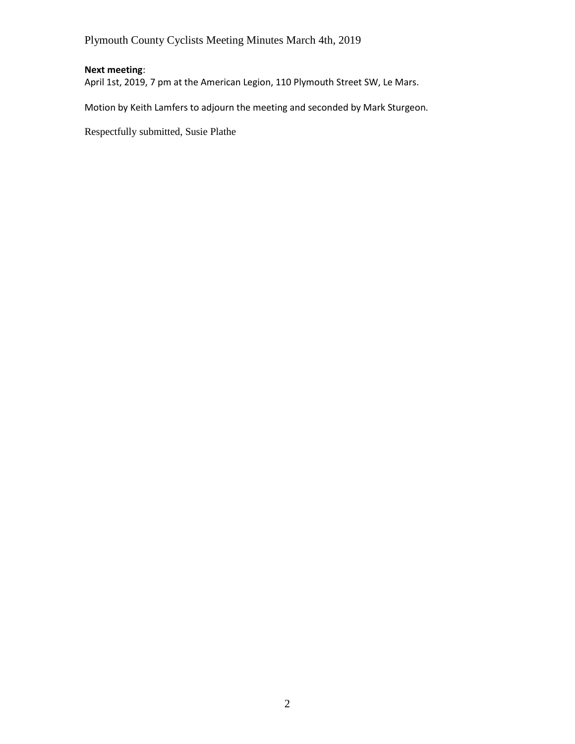**Next meeting**:
April 1st, 2019, 7 pm at the American Legion, 110 Plymouth Street SW, Le Mars.

Motion by Keith Lamfers to adjourn the meeting and seconded by Mark Sturgeon.

Respectfully submitted, Susie Plathe